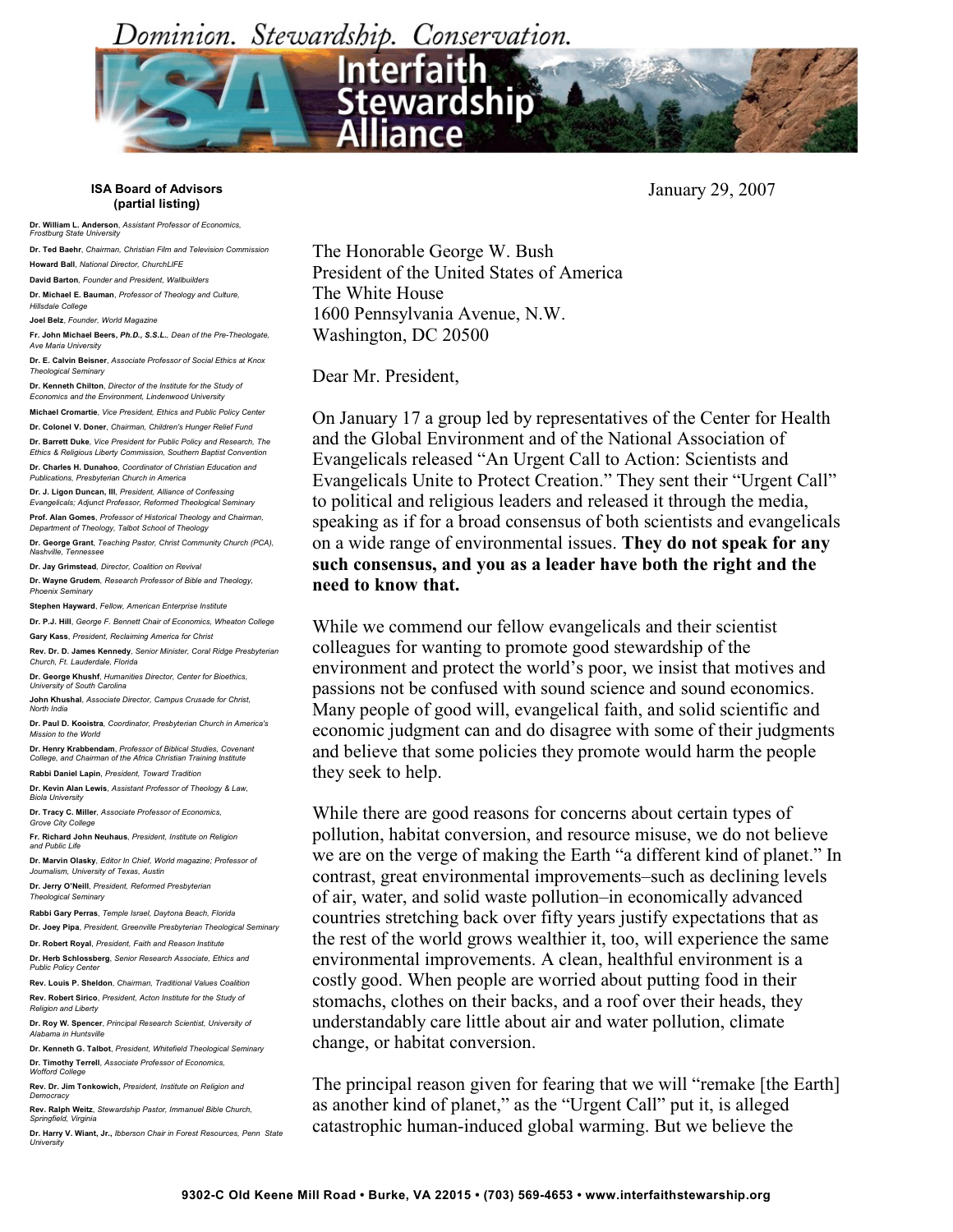# Dominion. Stewardship. Conservation.

# Interfaith Stewardship Alliance

**ISA Board of Advisors**
**(partial listing)**

**Dr. William L. Anderson**, *Assistant Professor of Economics, Frostburg State University*

**Dr. Ted Baehr**, *Chairman, Christian Film and Television Commission*

**Howard Ball**, *National Director, ChurchLIFE*

**David Barton**, *Founder and President, Wallbuilders*

**Dr. Michael E. Bauman**, *Professor of Theology and Culture, Hillsdale College*

**Joel Belz**, *Founder, World Magazine*

**Fr. John Michael Beers, Ph.D., S.S.L.**, *Dean of the Pre-Theologate, Ave Maria University*

**Dr. E. Calvin Beisner**, *Associate Professor of Social Ethics at Knox Theological Seminary*

**Dr. Kenneth Chilton**, *Director of the Institute for the Study of Economics and the Environment, Lindenwood University*

**Michael Cromartie**, *Vice President, Ethics and Public Policy Center*

**Dr. Colonel V. Doner**, *Chairman, Children's Hunger Relief Fund*

**Dr. Barrett Duke**, *Vice President for Public Policy and Research, The Ethics & Religious Liberty Commission, Southern Baptist Convention*

**Dr. Charles H. Dunahoo**, *Coordinator of Christian Education and Publications, Presbyterian Church in America*

**Dr. J. Ligon Duncan, III**, *President, Alliance of Confessing Evangelicals; Adjunct Professor, Reformed Theological Seminary*

**Prof. Alan Gomes**, *Professor of Historical Theology and Chairman, Department of Theology, Talbot School of Theology*

**Dr. George Grant**, *Teaching Pastor, Christ Community Church (PCA), Nashville, Tennessee*

**Dr. Jay Grimstead**, *Director, Coalition on Revival*

**Dr. Wayne Grudem**, *Research Professor of Bible and Theology, Phoenix Seminary*

**Stephen Hayward**, *Fellow, American Enterprise Institute*

**Dr. P.J. Hill**, *George F. Bennett Chair of Economics, Wheaton College*

**Gary Kass**, *President, Reclaiming America for Christ*

**Rev. Dr. D. James Kennedy**, *Senior Minister, Coral Ridge Presbyterian Church, Ft. Lauderdale, Florida*

**Dr. George Khushf**, *Humanities Director, Center for Bioethics, University of South Carolina*

**John Khushal**, *Associate Director, Campus Crusade for Christ, North India*

**Dr. Paul D. Kooistra**, *Coordinator, Presbyterian Church in America's Mission to the World*

**Dr. Henry Krabbendam**, *Professor of Biblical Studies, Covenant College, and Chairman of the Africa Christian Training Institute*

**Rabbi Daniel Lapin**, *President, Toward Tradition*

**Dr. Kevin Alan Lewis**, *Assistant Professor of Theology & Law, Biola University*

**Dr. Tracy C. Miller**, *Associate Professor of Economics, Grove City College*

**Fr. Richard John Neuhaus**, *President, Institute on Religion and Public Life*

**Dr. Marvin Olasky**, *Editor In Chief, World magazine; Professor of Journalism, University of Texas, Austin*

**Dr. Jerry O'Neill**, *President, Reformed Presbyterian Theological Seminary*

**Rabbi Gary Perras**, *Temple Israel, Daytona Beach, Florida*

**Dr. Joey Pipa**, *President, Greenville Presbyterian Theological Seminary*

**Dr. Robert Royal**, *President, Faith and Reason Institute*

**Dr. Herb Schlossberg**, *Senior Research Associate, Ethics and Public Policy Center*

**Rev. Louis P. Sheldon**, *Chairman, Traditional Values Coalition*

**Rev. Robert Sirico**, *President, Acton Institute for the Study of Religion and Liberty*

**Dr. Roy W. Spencer**, *Principal Research Scientist, University of Alabama in Huntsville*

**Dr. Kenneth G. Talbot**, *President, Whitefield Theological Seminary*

**Dr. Timothy Terrell**, *Associate Professor of Economics, Wofford College*

**Rev. Dr. Jim Tonkowich**, *President, Institute on Religion and Democracy*

**Rev. Ralph Weitz**, *Stewardship Pastor, Immanuel Bible Church, Springfield, Virginia*

**Dr. Harry V. Wiant, Jr.**, *Ibberson Chair in Forest Resources, Penn State University*

---

January 29, 2007

The Honorable George W. Bush
President of the United States of America
The White House
1600 Pennsylvania Avenue, N.W.
Washington, DC 20500

Dear Mr. President,

On January 17 a group led by representatives of the Center for Health and the Global Environment and of the National Association of Evangelicals released "An Urgent Call to Action: Scientists and Evangelicals Unite to Protect Creation." They sent their "Urgent Call" to political and religious leaders and released it through the media, speaking as if for a broad consensus of both scientists and evangelicals on a wide range of environmental issues. **They do not speak for any such consensus, and you as a leader have both the right and the need to know that.**

While we commend our fellow evangelicals and their scientist colleagues for wanting to promote good stewardship of the environment and protect the world's poor, we insist that motives and passions not be confused with sound science and sound economics. Many people of good will, evangelical faith, and solid scientific and economic judgment can and do disagree with some of their judgments and believe that some policies they promote would harm the people they seek to help.

While there are good reasons for concerns about certain types of pollution, habitat conversion, and resource misuse, we do not believe we are on the verge of making the Earth "a different kind of planet." In contrast, great environmental improvements–such as declining levels of air, water, and solid waste pollution–in economically advanced countries stretching back over fifty years justify expectations that as the rest of the world grows wealthier it, too, will experience the same environmental improvements. A clean, healthful environment is a costly good. When people are worried about putting food in their stomachs, clothes on their backs, and a roof over their heads, they understandably care little about air and water pollution, climate change, or habitat conversion.

The principal reason given for fearing that we will "remake [the Earth] as another kind of planet," as the "Urgent Call" put it, is alleged catastrophic human-induced global warming. But we believe the

9302-C Old Keene Mill Road • Burke, VA 22015 • (703) 569-4653 • www.interfaithstewarship.org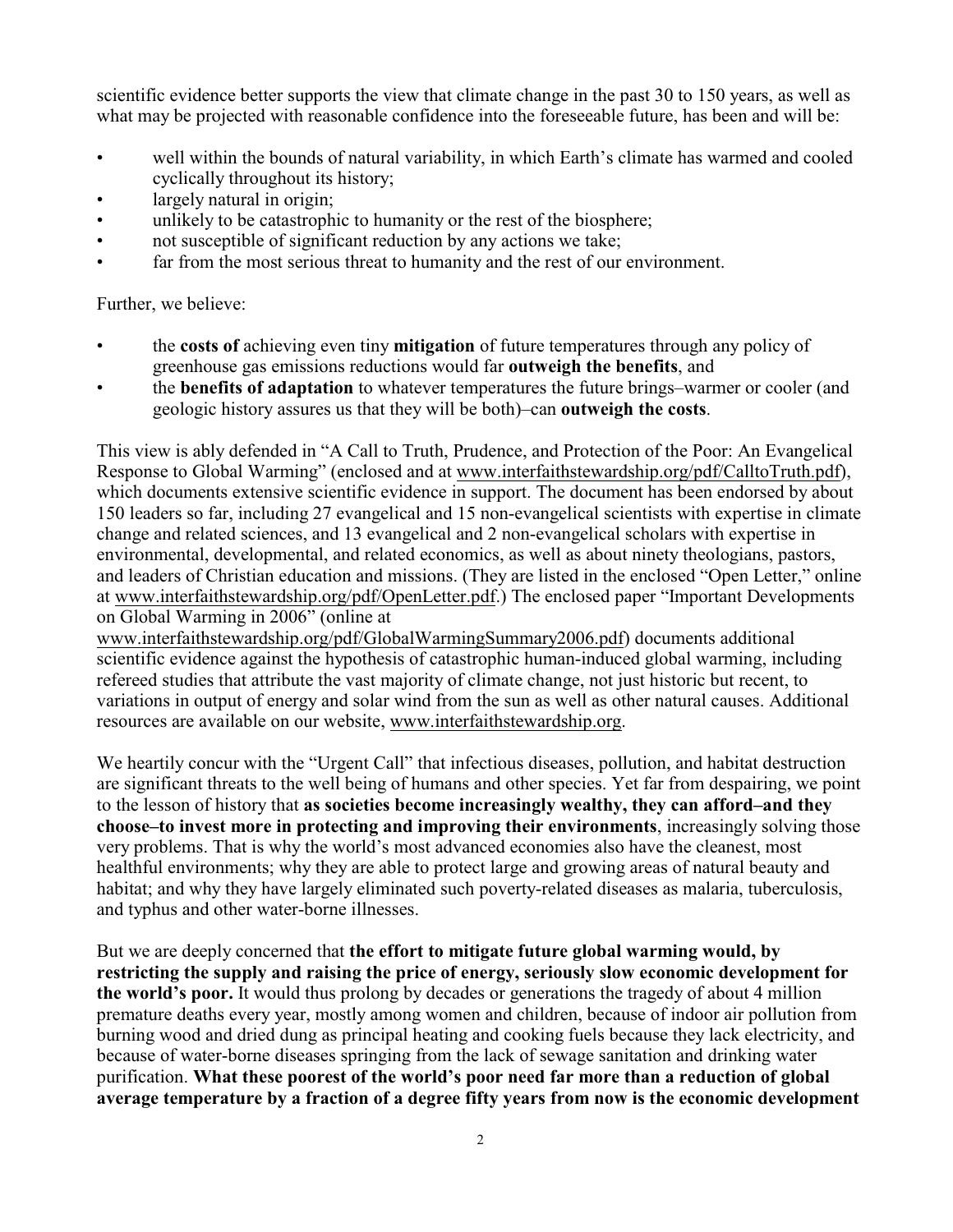scientific evidence better supports the view that climate change in the past 30 to 150 years, as well as what may be projected with reasonable confidence into the foreseeable future, has been and will be:

- well within the bounds of natural variability, in which Earth's climate has warmed and cooled cyclically throughout its history;
- largely natural in origin;
- unlikely to be catastrophic to humanity or the rest of the biosphere;
- not susceptible of significant reduction by any actions we take;
- far from the most serious threat to humanity and the rest of our environment.

Further, we believe:

- the **costs of** achieving even tiny **mitigation** of future temperatures through any policy of greenhouse gas emissions reductions would far **outweigh the benefits**, and
- the **benefits of adaptation** to whatever temperatures the future brings–warmer or cooler (and geologic history assures us that they will be both)–can **outweigh the costs**.

This view is ably defended in "A Call to Truth, Prudence, and Protection of the Poor: An Evangelical Response to Global Warming" (enclosed and at www.interfaithstewardship.org/pdf/CalltoTruth.pdf), which documents extensive scientific evidence in support. The document has been endorsed by about 150 leaders so far, including 27 evangelical and 15 non-evangelical scientists with expertise in climate change and related sciences, and 13 evangelical and 2 non-evangelical scholars with expertise in environmental, developmental, and related economics, as well as about ninety theologians, pastors, and leaders of Christian education and missions. (They are listed in the enclosed "Open Letter," online at www.interfaithstewardship.org/pdf/OpenLetter.pdf.) The enclosed paper "Important Developments on Global Warming in 2006" (online at www.interfaithstewardship.org/pdf/GlobalWarmingSummary2006.pdf) documents additional scientific evidence against the hypothesis of catastrophic human-induced global warming, including refereed studies that attribute the vast majority of climate change, not just historic but recent, to variations in output of energy and solar wind from the sun as well as other natural causes. Additional resources are available on our website, www.interfaithstewardship.org.

We heartily concur with the "Urgent Call" that infectious diseases, pollution, and habitat destruction are significant threats to the well being of humans and other species. Yet far from despairing, we point to the lesson of history that **as societies become increasingly wealthy, they can afford–and they choose–to invest more in protecting and improving their environments**, increasingly solving those very problems. That is why the world's most advanced economies also have the cleanest, most healthful environments; why they are able to protect large and growing areas of natural beauty and habitat; and why they have largely eliminated such poverty-related diseases as malaria, tuberculosis, and typhus and other water-borne illnesses.

But we are deeply concerned that **the effort to mitigate future global warming would, by restricting the supply and raising the price of energy, seriously slow economic development for the world's poor.** It would thus prolong by decades or generations the tragedy of about 4 million premature deaths every year, mostly among women and children, because of indoor air pollution from burning wood and dried dung as principal heating and cooking fuels because they lack electricity, and because of water-borne diseases springing from the lack of sewage sanitation and drinking water purification. **What these poorest of the world's poor need far more than a reduction of global average temperature by a fraction of a degree fifty years from now is the economic development**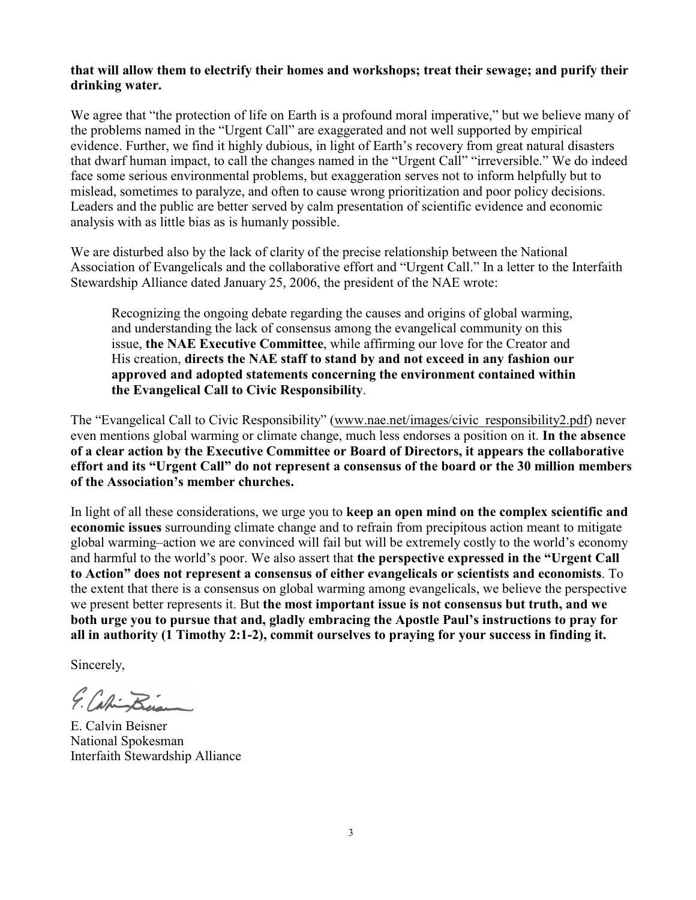**that will allow them to electrify their homes and workshops; treat their sewage; and purify their drinking water.**

We agree that "the protection of life on Earth is a profound moral imperative," but we believe many of the problems named in the "Urgent Call" are exaggerated and not well supported by empirical evidence. Further, we find it highly dubious, in light of Earth's recovery from great natural disasters that dwarf human impact, to call the changes named in the "Urgent Call" "irreversible." We do indeed face some serious environmental problems, but exaggeration serves not to inform helpfully but to mislead, sometimes to paralyze, and often to cause wrong prioritization and poor policy decisions. Leaders and the public are better served by calm presentation of scientific evidence and economic analysis with as little bias as is humanly possible.

We are disturbed also by the lack of clarity of the precise relationship between the National Association of Evangelicals and the collaborative effort and "Urgent Call." In a letter to the Interfaith Stewardship Alliance dated January 25, 2006, the president of the NAE wrote:

> Recognizing the ongoing debate regarding the causes and origins of global warming, and understanding the lack of consensus among the evangelical community on this issue, **the NAE Executive Committee**, while affirming our love for the Creator and His creation, **directs the NAE staff to stand by and not exceed in any fashion our approved and adopted statements concerning the environment contained within the Evangelical Call to Civic Responsibility**.

The "Evangelical Call to Civic Responsibility" (www.nae.net/images/civic_responsibility2.pdf) never even mentions global warming or climate change, much less endorses a position on it. **In the absence of a clear action by the Executive Committee or Board of Directors, it appears the collaborative effort and its "Urgent Call" do not represent a consensus of the board or the 30 million members of the Association's member churches.**

In light of all these considerations, we urge you to **keep an open mind on the complex scientific and economic issues** surrounding climate change and to refrain from precipitous action meant to mitigate global warming–action we are convinced will fail but will be extremely costly to the world's economy and harmful to the world's poor. We also assert that **the perspective expressed in the "Urgent Call to Action" does not represent a consensus of either evangelicals or scientists and economists**. To the extent that there is a consensus on global warming among evangelicals, we believe the perspective we present better represents it. But **the most important issue is not consensus but truth, and we both urge you to pursue that and, gladly embracing the Apostle Paul's instructions to pray for all in authority (1 Timothy 2:1-2), commit ourselves to praying for your success in finding it.**

Sincerely,

E. Calvin Beisner
National Spokesman
Interfaith Stewardship Alliance